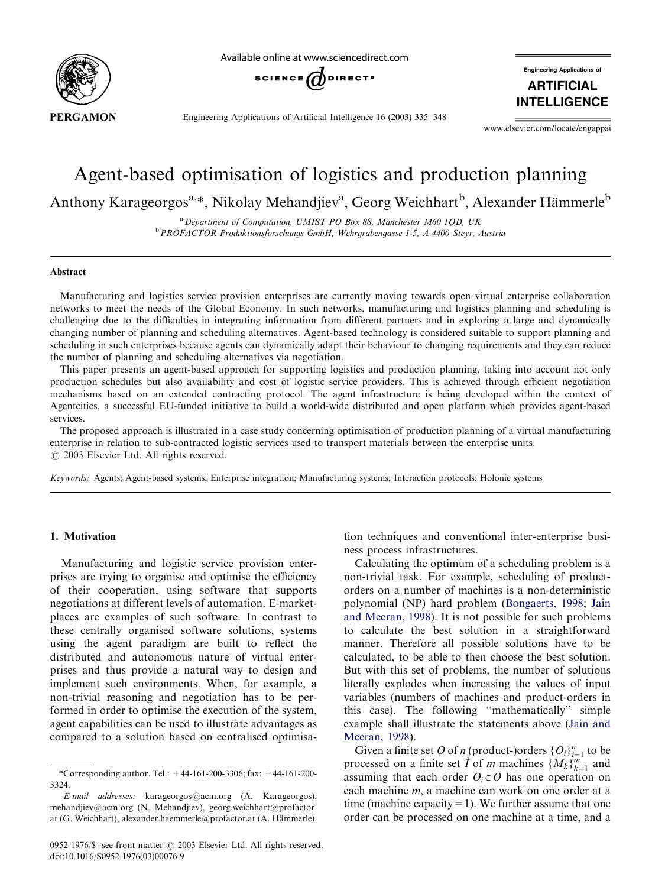# Agent-based optimisation of logistics and production planning

Anthony Karageorgos[a,*], Nikolay Mehandjiev[a], Georg Weichhart[b], Alexander Hämmerle[b]

[a] Department of Computation, UMIST PO Box 88, Manchester M60 1QD, UK

[b] PROFACTOR Produktionsforschungs GmbH, Wehrgrabengasse 1-5, A-4400 Steyr, Austria

## Abstract

Manufacturing and logistics service provision enterprises are currently moving towards open virtual enterprise collaboration networks to meet the needs of the Global Economy. In such networks, manufacturing and logistics planning and scheduling is challenging due to the difficulties in integrating information from different partners and in exploring a large and dynamically changing number of planning and scheduling alternatives. Agent-based technology is considered suitable to support planning and scheduling in such enterprises because agents can dynamically adapt their behaviour to changing requirements and they can reduce the number of planning and scheduling alternatives via negotiation.

This paper presents an agent-based approach for supporting logistics and production planning, taking into account not only production schedules but also availability and cost of logistic service providers. This is achieved through efficient negotiation mechanisms based on an extended contracting protocol. The agent infrastructure is being developed within the context of Agentcities, a successful EU-funded initiative to build a world-wide distributed and open platform which provides agent-based services.

The proposed approach is illustrated in a case study concerning optimisation of production planning of a virtual manufacturing enterprise in relation to sub-contracted logistic services used to transport materials between the enterprise units.

© 2003 Elsevier Ltd. All rights reserved.

*Keywords:* Agents; Agent-based systems; Enterprise integration; Manufacturing systems; Interaction protocols; Holonic systems

## 1. Motivation

Manufacturing and logistic service provision enterprises are trying to organise and optimise the efficiency of their cooperation, using software that supports negotiations at different levels of automation. E-marketplaces are examples of such software. In contrast to these centrally organised software solutions, systems using the agent paradigm are built to reflect the distributed and autonomous nature of virtual enterprises and thus provide a natural way to design and implement such environments. When, for example, a non-trivial reasoning and negotiation has to be performed in order to optimise the execution of the system, agent capabilities can be used to illustrate advantages as compared to a solution based on centralised optimisation techniques and conventional inter-enterprise business process infrastructures.

Calculating the optimum of a scheduling problem is a non-trivial task. For example, scheduling of product-orders on a number of machines is a non-deterministic polynomial (NP) hard problem (Bongaerts, 1998; Jain and Meeran, 1998). It is not possible for such problems to calculate the best solution in a straightforward manner. Therefore all possible solutions have to be calculated, to be able to then choose the best solution. But with this set of problems, the number of solutions literally explodes when increasing the values of input variables (numbers of machines and product-orders in this case). The following "mathematically" simple example shall illustrate the statements above (Jain and Meeran, 1998).

Given a finite set $O$ of $n$ (product-)orders $\{O_i\}_{i=1}^{n}$ to be processed on a finite set $\grave{I}$ of $m$ machines $\{M_k\}_{k=1}^{m}$ and assuming that each order $O_i \in O$ has one operation on each machine $m$, a machine can work on one order at a time (machine capacity = 1). We further assume that one order can be processed on one machine at a time, and a

*Corresponding author. Tel.: +44-161-200-3306; fax: +44-161-200-3324.

*E-mail addresses:* karageorgos@acm.org (A. Karageorgos), mehandjiev@acm.org (N. Mehandjiev), georg.weichhart@profactor.at (G. Weichhart), alexander.haemmerle@profactor.at (A. Hämmerle).

0952-1976/$ - see front matter © 2003 Elsevier Ltd. All rights reserved.
doi:10.1016/S0952-1976(03)00076-9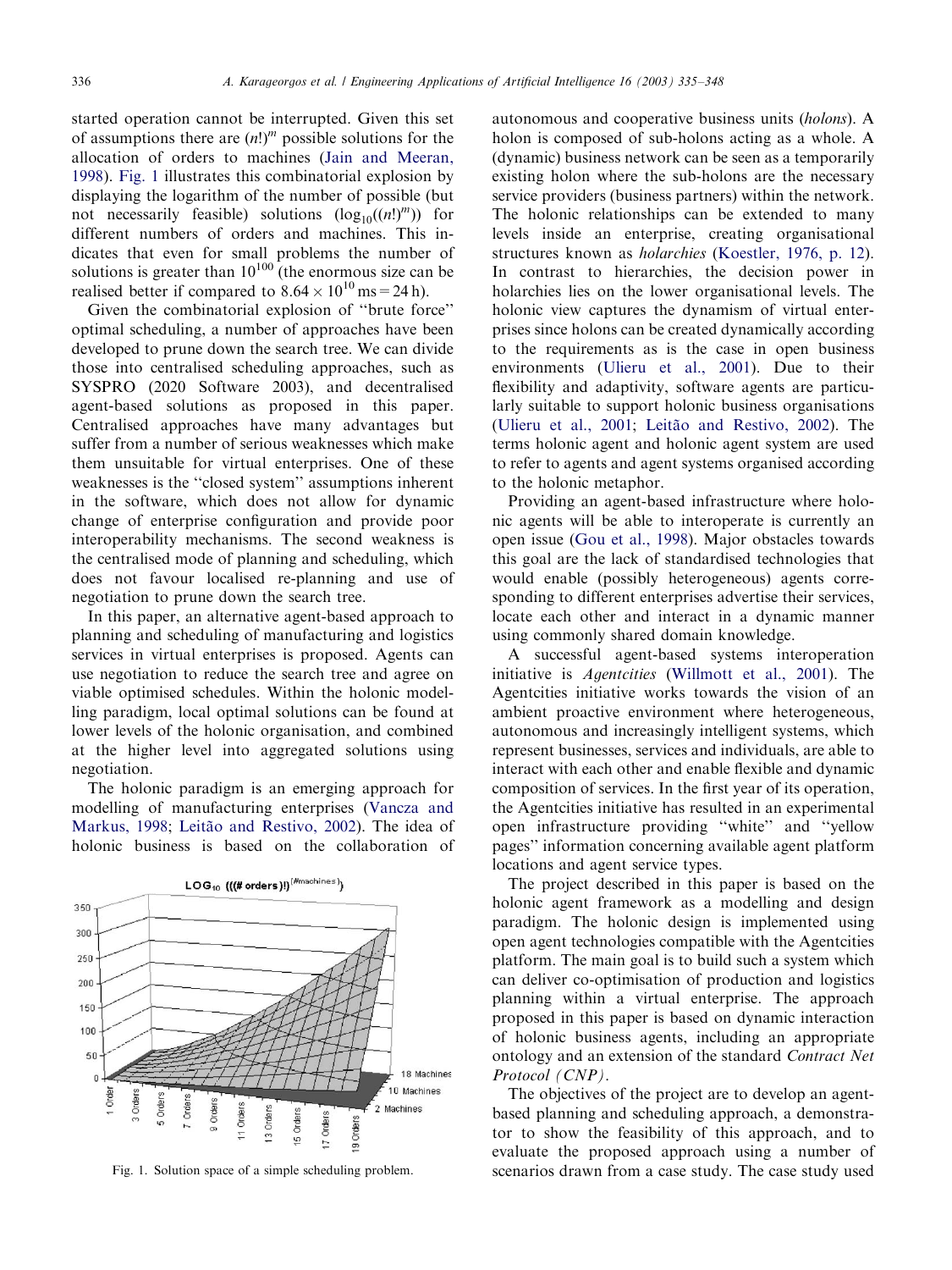started operation cannot be interrupted. Given this set of assumptions there are $(n!)^m$ possible solutions for the allocation of orders to machines (Jain and Meeran, 1998). Fig. 1 illustrates this combinatorial explosion by displaying the logarithm of the number of possible (but not necessarily feasible) solutions ($\log_{10}((n!)^m)$) for different numbers of orders and machines. This indicates that even for small problems the number of solutions is greater than $10^{100}$ (the enormous size can be realised better if compared to $8.64 \times 10^{10}\,\text{ms} = 24\,\text{h}$).

Given the combinatorial explosion of "brute force" optimal scheduling, a number of approaches have been developed to prune down the search tree. We can divide those into centralised scheduling approaches, such as SYSPRO (2020 Software 2003), and decentralised agent-based solutions as proposed in this paper. Centralised approaches have many advantages but suffer from a number of serious weaknesses which make them unsuitable for virtual enterprises. One of these weaknesses is the "closed system" assumptions inherent in the software, which does not allow for dynamic change of enterprise configuration and provide poor interoperability mechanisms. The second weakness is the centralised mode of planning and scheduling, which does not favour localised re-planning and use of negotiation to prune down the search tree.

In this paper, an alternative agent-based approach to planning and scheduling of manufacturing and logistics services in virtual enterprises is proposed. Agents can use negotiation to reduce the search tree and agree on viable optimised schedules. Within the holonic modelling paradigm, local optimal solutions can be found at lower levels of the holonic organisation, and combined at the higher level into aggregated solutions using negotiation.

The holonic paradigm is an emerging approach for modelling of manufacturing enterprises (Vancza and Markus, 1998; Leitão and Restivo, 2002). The idea of holonic business is based on the collaboration of autonomous and cooperative business units (*holons*). A holon is composed of sub-holons acting as a whole. A (dynamic) business network can be seen as a temporarily existing holon where the sub-holons are the necessary service providers (business partners) within the network. The holonic relationships can be extended to many levels inside an enterprise, creating organisational structures known as *holarchies* (Koestler, 1976, p. 12). In contrast to hierarchies, the decision power in holarchies lies on the lower organisational levels. The holonic view captures the dynamism of virtual enterprises since holons can be created dynamically according to the requirements as is the case in open business environments (Ulieru et al., 2001). Due to their flexibility and adaptivity, software agents are particularly suitable to support holonic business organisations (Ulieru et al., 2001; Leitão and Restivo, 2002). The terms holonic agent and holonic agent system are used to refer to agents and agent systems organised according to the holonic metaphor.

Providing an agent-based infrastructure where holonic agents will be able to interoperate is currently an open issue (Gou et al., 1998). Major obstacles towards this goal are the lack of standardised technologies that would enable (possibly heterogeneous) agents corresponding to different enterprises advertise their services, locate each other and interact in a dynamic manner using commonly shared domain knowledge.

A successful agent-based systems interoperation initiative is *Agentcities* (Willmott et al., 2001). The Agentcities initiative works towards the vision of an ambient proactive environment where heterogeneous, autonomous and increasingly intelligent systems, which represent businesses, services and individuals, are able to interact with each other and enable flexible and dynamic composition of services. In the first year of its operation, the Agentcities initiative has resulted in an experimental open infrastructure providing "white" and "yellow pages" information concerning available agent platform locations and agent service types.

The project described in this paper is based on the holonic agent framework as a modelling and design paradigm. The holonic design is implemented using open agent technologies compatible with the Agentcities platform. The main goal is to build such a system which can deliver co-optimisation of production and logistics planning within a virtual enterprise. The approach proposed in this paper is based on dynamic interaction of holonic business agents, including an appropriate ontology and an extension of the standard *Contract Net Protocol (CNP)*.

The objectives of the project are to develop an agent-based planning and scheduling approach, a demonstrator to show the feasibility of this approach, and to evaluate the proposed approach using a number of scenarios drawn from a case study. The case study used

Fig. 1. Solution space of a simple scheduling problem.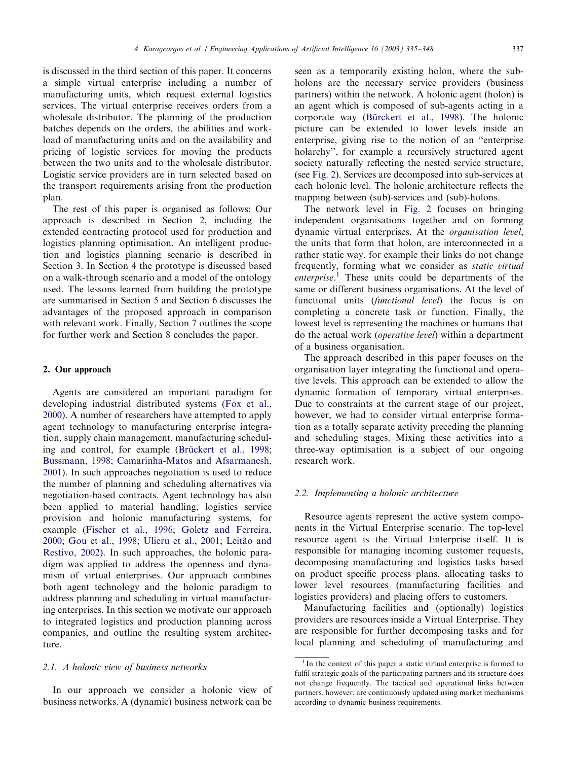is discussed in the third section of this paper. It concerns a simple virtual enterprise including a number of manufacturing units, which request external logistics services. The virtual enterprise receives orders from a wholesale distributor. The planning of the production batches depends on the orders, the abilities and workload of manufacturing units and on the availability and pricing of logistic services for moving the products between the two units and to the wholesale distributor. Logistic service providers are in turn selected based on the transport requirements arising from the production plan.

The rest of this paper is organised as follows: Our approach is described in Section 2, including the extended contracting protocol used for production and logistics planning optimisation. An intelligent production and logistics planning scenario is described in Section 3. In Section 4 the prototype is discussed based on a walk-through scenario and a model of the ontology used. The lessons learned from building the prototype are summarised in Section 5 and Section 6 discusses the advantages of the proposed approach in comparison with relevant work. Finally, Section 7 outlines the scope for further work and Section 8 concludes the paper.

## 2. Our approach

Agents are considered an important paradigm for developing industrial distributed systems (Fox et al., 2000). A number of researchers have attempted to apply agent technology to manufacturing enterprise integration, supply chain management, manufacturing scheduling and control, for example (Brückert et al., 1998; Bussmann, 1998; Camarinha-Matos and Afsarmanesh, 2001). In such approaches negotiation is used to reduce the number of planning and scheduling alternatives via negotiation-based contracts. Agent technology has also been applied to material handling, logistics service provision and holonic manufacturing systems, for example (Fischer et al., 1996; Goletz and Ferreira, 2000; Gou et al., 1998; Ulieru et al., 2001; Leitão and Restivo, 2002). In such approaches, the holonic paradigm was applied to address the openness and dynamism of virtual enterprises. Our approach combines both agent technology and the holonic paradigm to address planning and scheduling in virtual manufacturing enterprises. In this section we motivate our approach to integrated logistics and production planning across companies, and outline the resulting system architecture.

### 2.1. A holonic view of business networks

In our approach we consider a holonic view of business networks. A (dynamic) business network can be seen as a temporarily existing holon, where the sub-holons are the necessary service providers (business partners) within the network. A holonic agent (holon) is an agent which is composed of sub-agents acting in a corporate way (Bürckert et al., 1998). The holonic picture can be extended to lower levels inside an enterprise, giving rise to the notion of an "enterprise holarchy", for example a recursively structured agent society naturally reflecting the nested service structure, (see Fig. 2). Services are decomposed into sub-services at each holonic level. The holonic architecture reflects the mapping between (sub)-services and (sub)-holons.

The network level in Fig. 2 focuses on bringing independent organisations together and on forming dynamic virtual enterprises. At the *organisation level*, the units that form that holon, are interconnected in a rather static way, for example their links do not change frequently, forming what we consider as *static virtual enterprise*.[1] These units could be departments of the same or different business organisations. At the level of functional units (*functional level*) the focus is on completing a concrete task or function. Finally, the lowest level is representing the machines or humans that do the actual work (*operative level*) within a department of a business organisation.

The approach described in this paper focuses on the organisation layer integrating the functional and operative levels. This approach can be extended to allow the dynamic formation of temporary virtual enterprises. Due to constraints at the current stage of our project, however, we had to consider virtual enterprise formation as a totally separate activity preceding the planning and scheduling stages. Mixing these activities into a three-way optimisation is a subject of our ongoing research work.

### 2.2. Implementing a holonic architecture

Resource agents represent the active system components in the Virtual Enterprise scenario. The top-level resource agent is the Virtual Enterprise itself. It is responsible for managing incoming customer requests, decomposing manufacturing and logistics tasks based on product specific process plans, allocating tasks to lower level resources (manufacturing facilities and logistics providers) and placing offers to customers.

Manufacturing facilities and (optionally) logistics providers are resources inside a Virtual Enterprise. They are responsible for further decomposing tasks and for local planning and scheduling of manufacturing and

[1] In the context of this paper a static virtual enterprise is formed to fulfil strategic goals of the participating partners and its structure does not change frequently. The tactical and operational links between partners, however, are continuously updated using market mechanisms according to dynamic business requirements.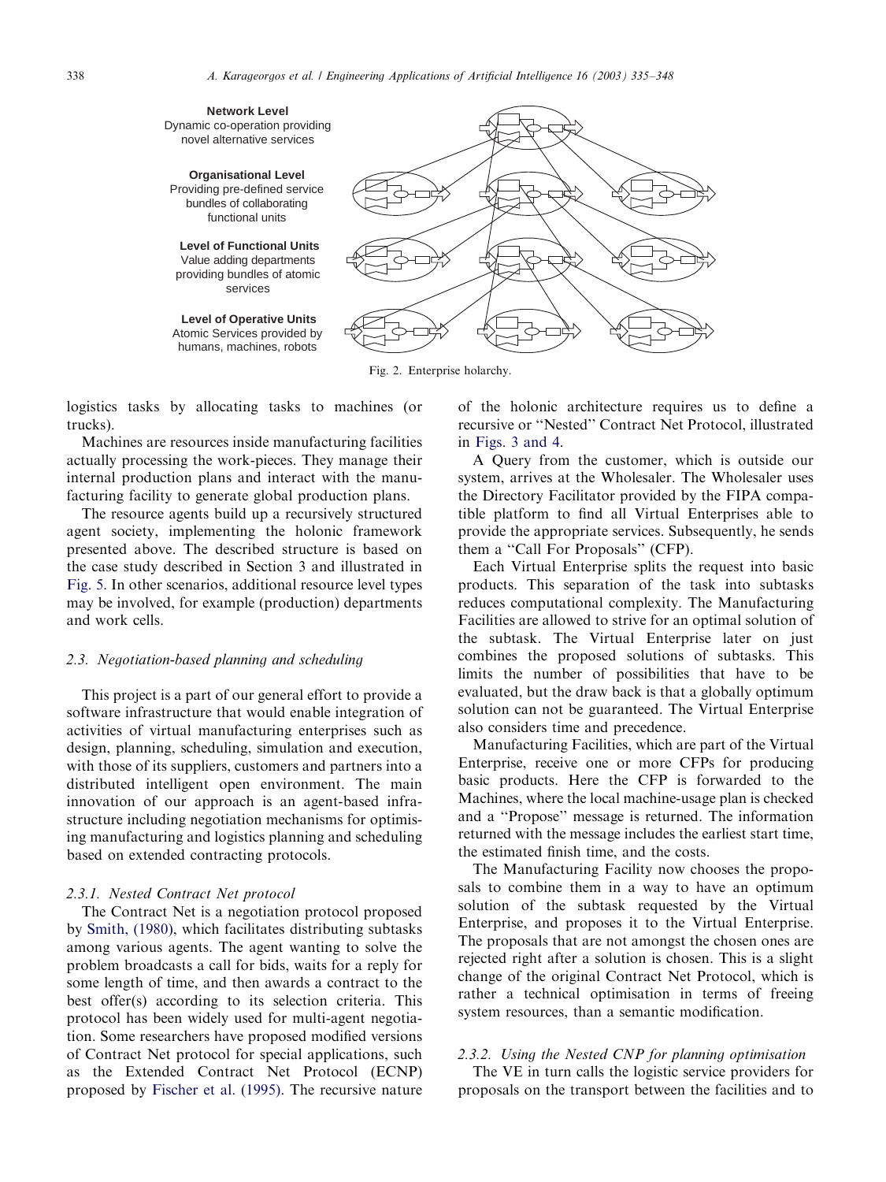**Network Level**
Dynamic co-operation providing novel alternative services

**Organisational Level**
Providing pre-defined service bundles of collaborating functional units

**Level of Functional Units**
Value adding departments providing bundles of atomic services

**Level of Operative Units**
Atomic Services provided by humans, machines, robots

Fig. 2. Enterprise holarchy.

logistics tasks by allocating tasks to machines (or trucks).

Machines are resources inside manufacturing facilities actually processing the work-pieces. They manage their internal production plans and interact with the manufacturing facility to generate global production plans.

The resource agents build up a recursively structured agent society, implementing the holonic framework presented above. The described structure is based on the case study described in Section 3 and illustrated in Fig. 5. In other scenarios, additional resource level types may be involved, for example (production) departments and work cells.

### 2.3. Negotiation-based planning and scheduling

This project is a part of our general effort to provide a software infrastructure that would enable integration of activities of virtual manufacturing enterprises such as design, planning, scheduling, simulation and execution, with those of its suppliers, customers and partners into a distributed intelligent open environment. The main innovation of our approach is an agent-based infrastructure including negotiation mechanisms for optimising manufacturing and logistics planning and scheduling based on extended contracting protocols.

#### 2.3.1. Nested Contract Net protocol

The Contract Net is a negotiation protocol proposed by Smith, (1980), which facilitates distributing subtasks among various agents. The agent wanting to solve the problem broadcasts a call for bids, waits for a reply for some length of time, and then awards a contract to the best offer(s) according to its selection criteria. This protocol has been widely used for multi-agent negotiation. Some researchers have proposed modified versions of Contract Net protocol for special applications, such as the Extended Contract Net Protocol (ECNP) proposed by Fischer et al. (1995). The recursive nature of the holonic architecture requires us to define a recursive or ''Nested'' Contract Net Protocol, illustrated in Figs. 3 and 4.

A Query from the customer, which is outside our system, arrives at the Wholesaler. The Wholesaler uses the Directory Facilitator provided by the FIPA compatible platform to find all Virtual Enterprises able to provide the appropriate services. Subsequently, he sends them a ''Call For Proposals'' (CFP).

Each Virtual Enterprise splits the request into basic products. This separation of the task into subtasks reduces computational complexity. The Manufacturing Facilities are allowed to strive for an optimal solution of the subtask. The Virtual Enterprise later on just combines the proposed solutions of subtasks. This limits the number of possibilities that have to be evaluated, but the draw back is that a globally optimum solution can not be guaranteed. The Virtual Enterprise also considers time and precedence.

Manufacturing Facilities, which are part of the Virtual Enterprise, receive one or more CFPs for producing basic products. Here the CFP is forwarded to the Machines, where the local machine-usage plan is checked and a ''Propose'' message is returned. The information returned with the message includes the earliest start time, the estimated finish time, and the costs.

The Manufacturing Facility now chooses the proposals to combine them in a way to have an optimum solution of the subtask requested by the Virtual Enterprise, and proposes it to the Virtual Enterprise. The proposals that are not amongst the chosen ones are rejected right after a solution is chosen. This is a slight change of the original Contract Net Protocol, which is rather a technical optimisation in terms of freeing system resources, than a semantic modification.

#### 2.3.2. Using the Nested CNP for planning optimisation

The VE in turn calls the logistic service providers for proposals on the transport between the facilities and to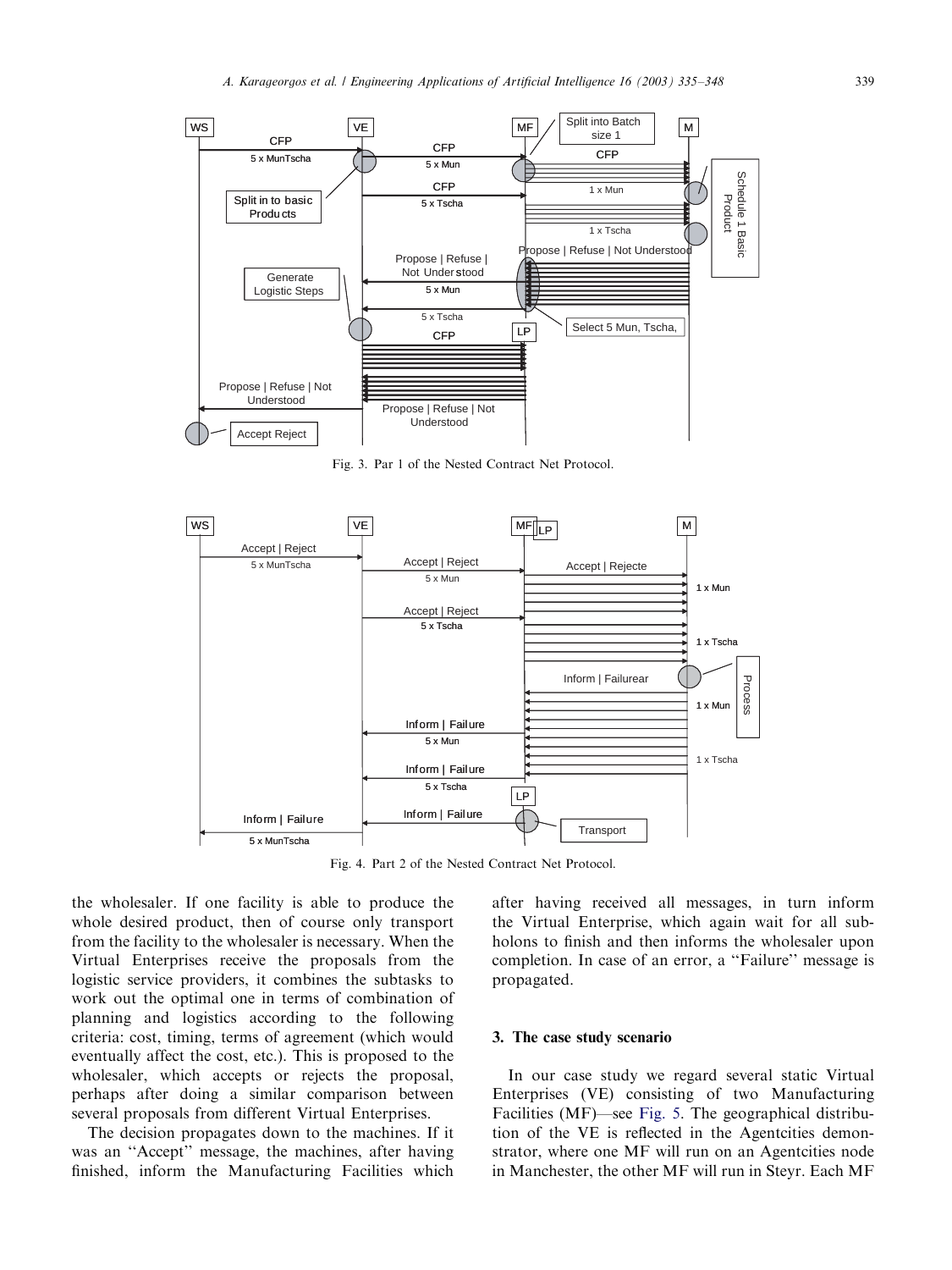Fig. 3. Par 1 of the Nested Contract Net Protocol.

Fig. 4. Part 2 of the Nested Contract Net Protocol.

the wholesaler. If one facility is able to produce the whole desired product, then of course only transport from the facility to the wholesaler is necessary. When the Virtual Enterprises receive the proposals from the logistic service providers, it combines the subtasks to work out the optimal one in terms of combination of planning and logistics according to the following criteria: cost, timing, terms of agreement (which would eventually affect the cost, etc.). This is proposed to the wholesaler, which accepts or rejects the proposal, perhaps after doing a similar comparison between several proposals from different Virtual Enterprises.

The decision propagates down to the machines. If it was an ''Accept'' message, the machines, after having finished, inform the Manufacturing Facilities which after having received all messages, in turn inform the Virtual Enterprise, which again wait for all subholons to finish and then informs the wholesaler upon completion. In case of an error, a ''Failure'' message is propagated.

### 3. The case study scenario

In our case study we regard several static Virtual Enterprises (VE) consisting of two Manufacturing Facilities (MF)—see Fig. 5. The geographical distribution of the VE is reflected in the Agentcities demonstrator, where one MF will run on an Agentcities node in Manchester, the other MF will run in Steyr. Each MF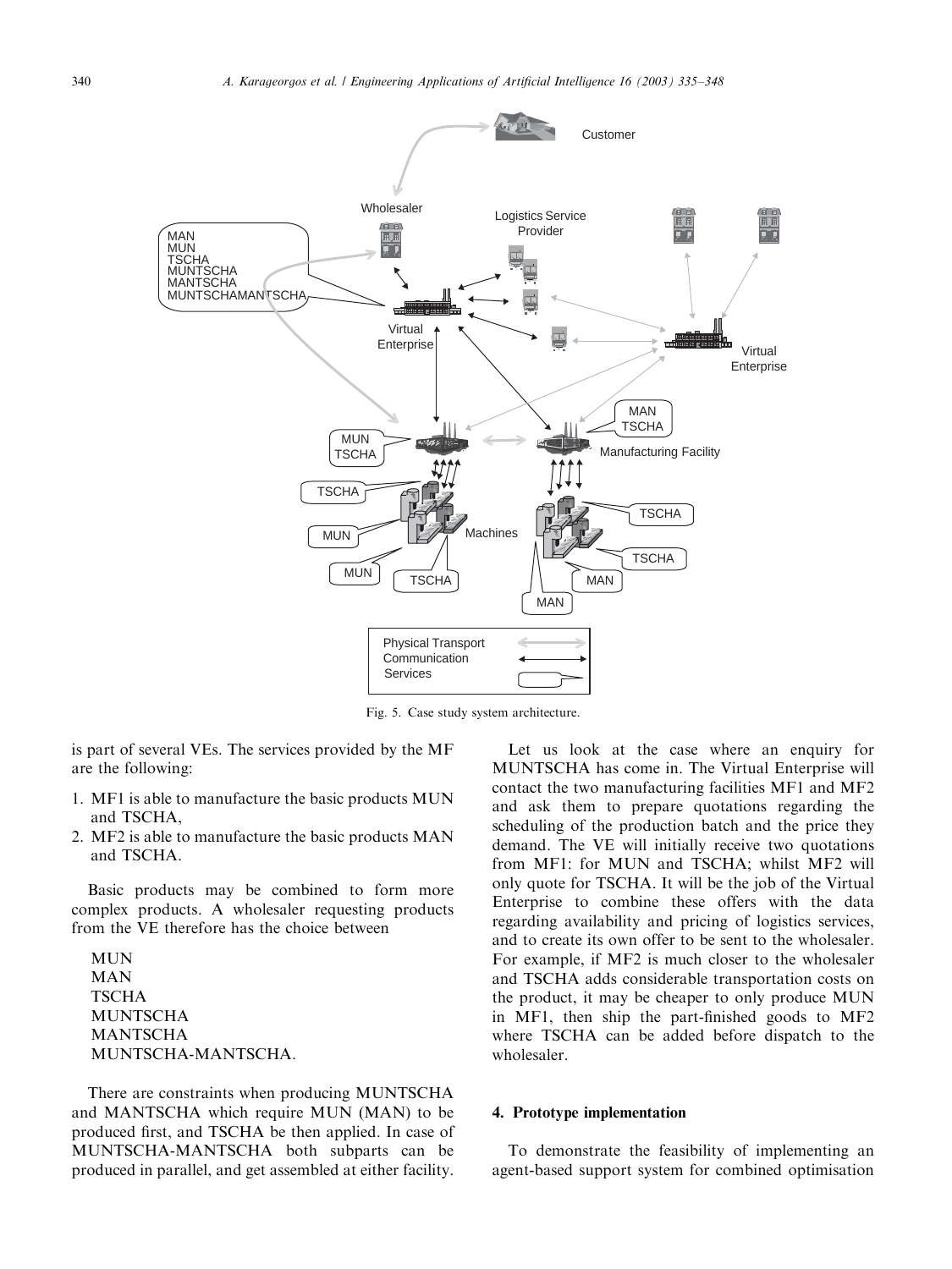Fig. 5. Case study system architecture.

is part of several VEs. The services provided by the MF are the following:

1. MF1 is able to manufacture the basic products MUN and TSCHA,
2. MF2 is able to manufacture the basic products MAN and TSCHA.

Basic products may be combined to form more complex products. A wholesaler requesting products from the VE therefore has the choice between

MUN
MAN
TSCHA
MUNTSCHA
MANTSCHA
MUNTSCHA-MANTSCHA.

There are constraints when producing MUNTSCHA and MANTSCHA which require MUN (MAN) to be produced first, and TSCHA be then applied. In case of MUNTSCHA-MANTSCHA both subparts can be produced in parallel, and get assembled at either facility.

Let us look at the case where an enquiry for MUNTSCHA has come in. The Virtual Enterprise will contact the two manufacturing facilities MF1 and MF2 and ask them to prepare quotations regarding the scheduling of the production batch and the price they demand. The VE will initially receive two quotations from MF1: for MUN and TSCHA; whilst MF2 will only quote for TSCHA. It will be the job of the Virtual Enterprise to combine these offers with the data regarding availability and pricing of logistics services, and to create its own offer to be sent to the wholesaler. For example, if MF2 is much closer to the wholesaler and TSCHA adds considerable transportation costs on the product, it may be cheaper to only produce MUN in MF1, then ship the part-finished goods to MF2 where TSCHA can be added before dispatch to the wholesaler.

## 4. Prototype implementation

To demonstrate the feasibility of implementing an agent-based support system for combined optimisation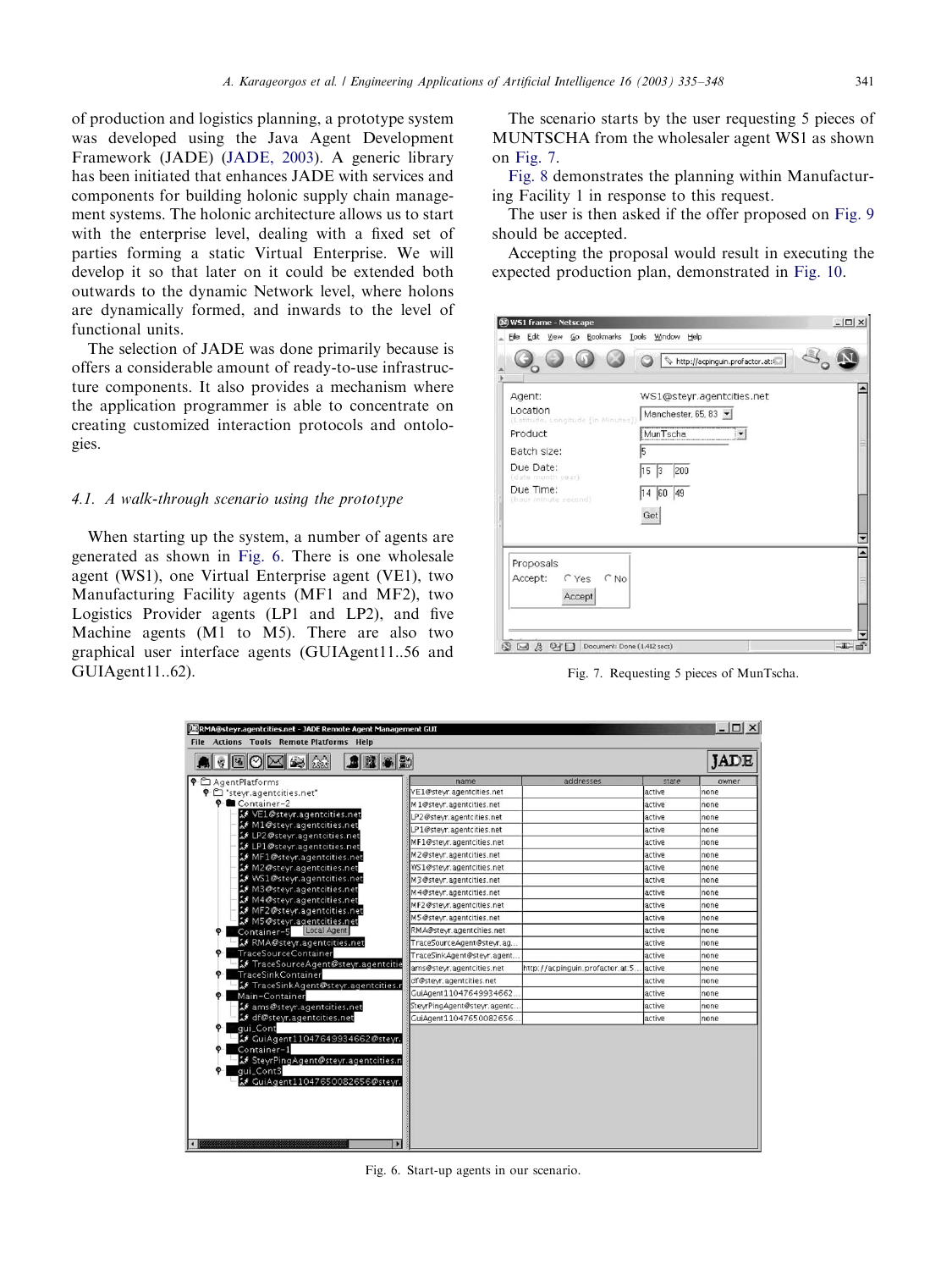of production and logistics planning, a prototype system was developed using the Java Agent Development Framework (JADE) (JADE, 2003). A generic library has been initiated that enhances JADE with services and components for building holonic supply chain management systems. The holonic architecture allows us to start with the enterprise level, dealing with a fixed set of parties forming a static Virtual Enterprise. We will develop it so that later on it could be extended both outwards to the dynamic Network level, where holons are dynamically formed, and inwards to the level of functional units.

The selection of JADE was done primarily because is offers a considerable amount of ready-to-use infrastructure components. It also provides a mechanism where the application programmer is able to concentrate on creating customized interaction protocols and ontologies.

### 4.1. A walk-through scenario using the prototype

When starting up the system, a number of agents are generated as shown in Fig. 6. There is one wholesale agent (WS1), one Virtual Enterprise agent (VE1), two Manufacturing Facility agents (MF1 and MF2), two Logistics Provider agents (LP1 and LP2), and five Machine agents (M1 to M5). There are also two graphical user interface agents (GUIAgent11..56 and GUIAgent11..62).

The scenario starts by the user requesting 5 pieces of MUNTSCHA from the wholesaler agent WS1 as shown on Fig. 7.

Fig. 8 demonstrates the planning within Manufacturing Facility 1 in response to this request.

The user is then asked if the offer proposed on Fig. 9 should be accepted.

Accepting the proposal would result in executing the expected production plan, demonstrated in Fig. 10.

Fig. 7. Requesting 5 pieces of MunTscha.

Fig. 6. Start-up agents in our scenario.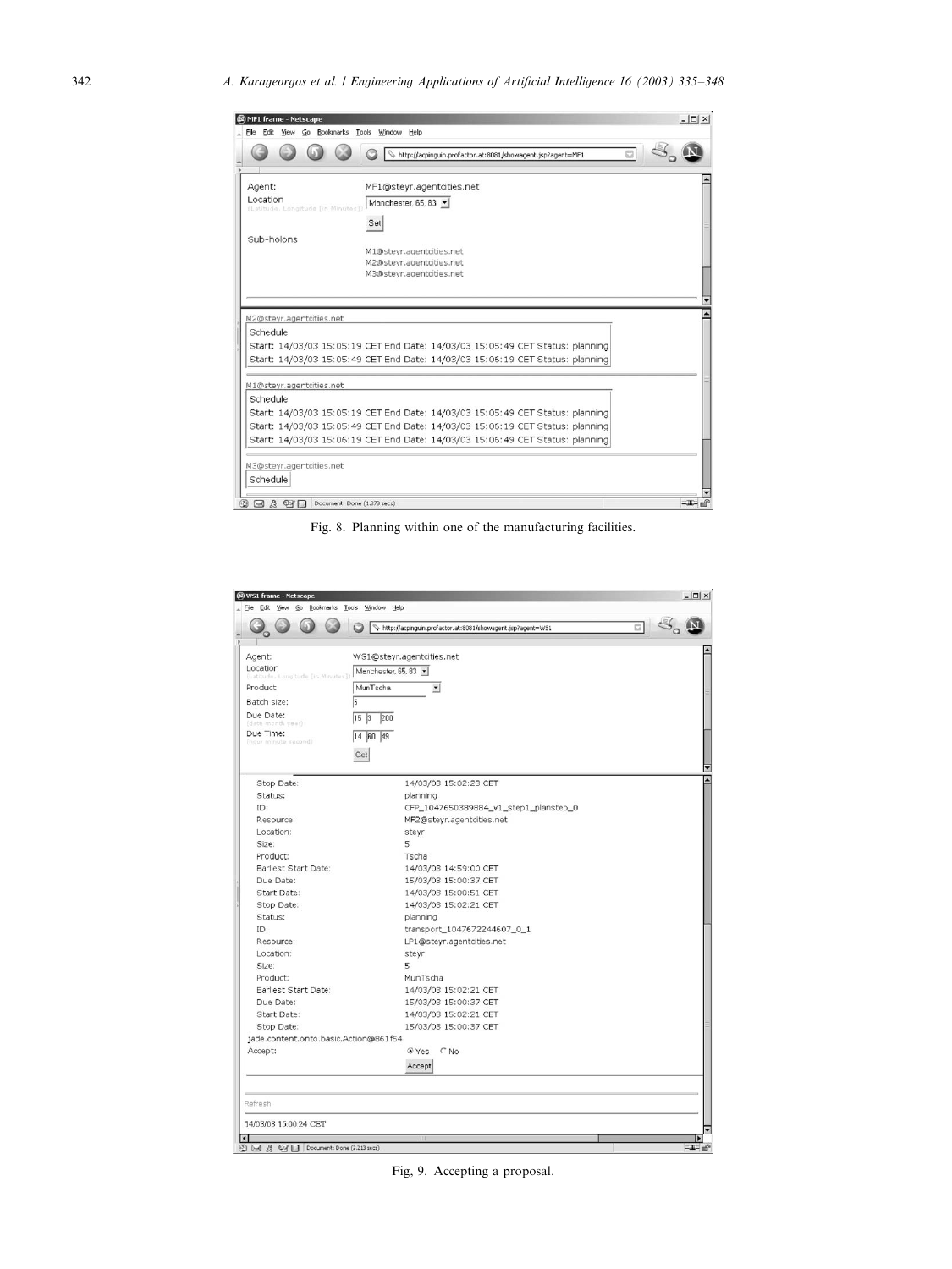Fig. 8. Planning within one of the manufacturing facilities.

Fig, 9. Accepting a proposal.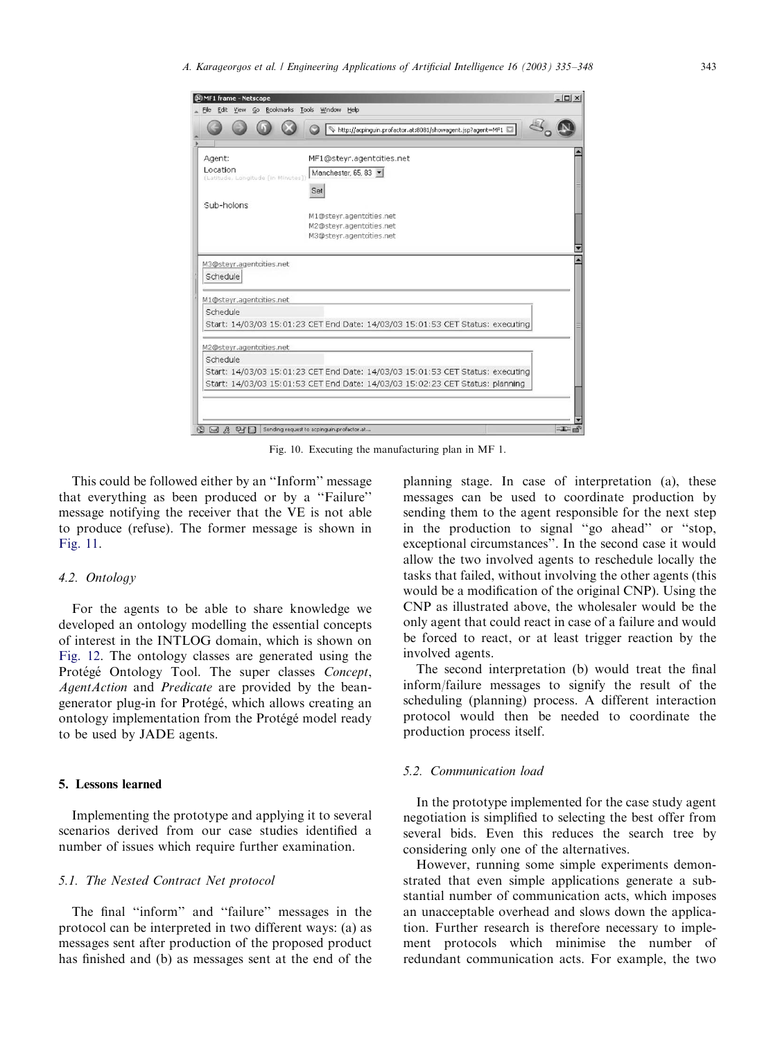Fig. 10. Executing the manufacturing plan in MF 1.

This could be followed either by an "Inform" message that everything as been produced or by a "Failure" message notifying the receiver that the VE is not able to produce (refuse). The former message is shown in Fig. 11.

### 4.2. Ontology

For the agents to be able to share knowledge we developed an ontology modelling the essential concepts of interest in the INTLOG domain, which is shown on Fig. 12. The ontology classes are generated using the Protégé Ontology Tool. The super classes *Concept*, *AgentAction* and *Predicate* are provided by the bean-generator plug-in for Protégé, which allows creating an ontology implementation from the Protégé model ready to be used by JADE agents.

## 5. Lessons learned

Implementing the prototype and applying it to several scenarios derived from our case studies identified a number of issues which require further examination.

### 5.1. The Nested Contract Net protocol

The final "inform" and "failure" messages in the protocol can be interpreted in two different ways: (a) as messages sent after production of the proposed product has finished and (b) as messages sent at the end of the planning stage. In case of interpretation (a), these messages can be used to coordinate production by sending them to the agent responsible for the next step in the production to signal "go ahead" or "stop, exceptional circumstances". In the second case it would allow the two involved agents to reschedule locally the tasks that failed, without involving the other agents (this would be a modification of the original CNP). Using the CNP as illustrated above, the wholesaler would be the only agent that could react in case of a failure and would be forced to react, or at least trigger reaction by the involved agents.

The second interpretation (b) would treat the final inform/failure messages to signify the result of the scheduling (planning) process. A different interaction protocol would then be needed to coordinate the production process itself.

### 5.2. Communication load

In the prototype implemented for the case study agent negotiation is simplified to selecting the best offer from several bids. Even this reduces the search tree by considering only one of the alternatives.

However, running some simple experiments demonstrated that even simple applications generate a substantial number of communication acts, which imposes an unacceptable overhead and slows down the application. Further research is therefore necessary to implement protocols which minimise the number of redundant communication acts. For example, the two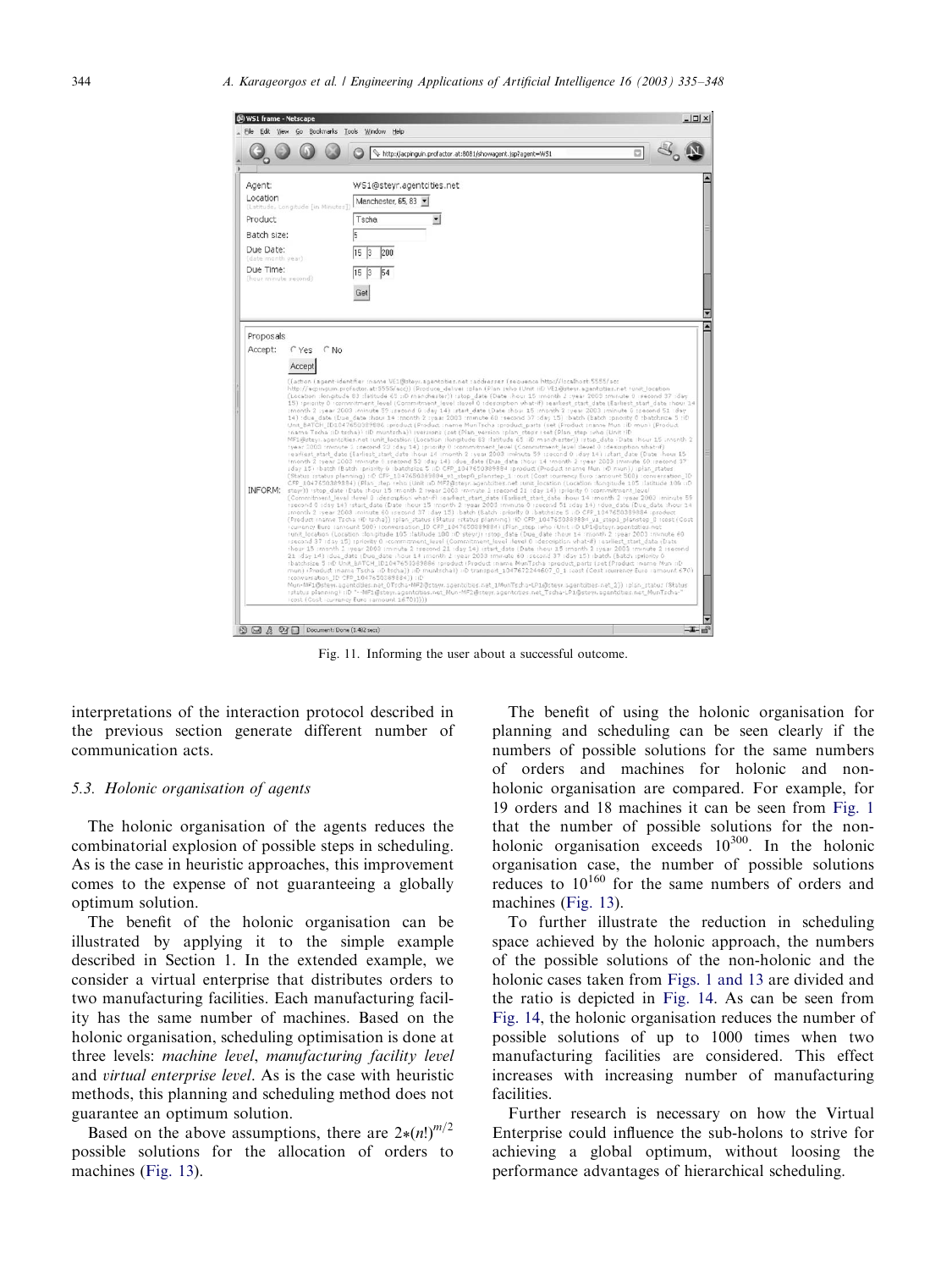Fig. 11. Informing the user about a successful outcome.

interpretations of the interaction protocol described in the previous section generate different number of communication acts.

### 5.3. Holonic organisation of agents

The holonic organisation of the agents reduces the combinatorial explosion of possible steps in scheduling. As is the case in heuristic approaches, this improvement comes to the expense of not guaranteeing a globally optimum solution.

The benefit of the holonic organisation can be illustrated by applying it to the simple example described in Section 1. In the extended example, we consider a virtual enterprise that distributes orders to two manufacturing facilities. Each manufacturing facility has the same number of machines. Based on the holonic organisation, scheduling optimisation is done at three levels: *machine level*, *manufacturing facility level* and *virtual enterprise level*. As is the case with heuristic methods, this planning and scheduling method does not guarantee an optimum solution.

Based on the above assumptions, there are $2*(n!)^{m/2}$ possible solutions for the allocation of orders to machines (Fig. 13).

The benefit of using the holonic organisation for planning and scheduling can be seen clearly if the numbers of possible solutions for the same numbers of orders and machines for holonic and non-holonic organisation are compared. For example, for 19 orders and 18 machines it can be seen from Fig. 1 that the number of possible solutions for the non-holonic organisation exceeds $10^{300}$. In the holonic organisation case, the number of possible solutions reduces to $10^{160}$ for the same numbers of orders and machines (Fig. 13).

To further illustrate the reduction in scheduling space achieved by the holonic approach, the numbers of the possible solutions of the non-holonic and the holonic cases taken from Figs. 1 and 13 are divided and the ratio is depicted in Fig. 14. As can be seen from Fig. 14, the holonic organisation reduces the number of possible solutions of up to 1000 times when two manufacturing facilities are considered. This effect increases with increasing number of manufacturing facilities.

Further research is necessary on how the Virtual Enterprise could influence the sub-holons to strive for achieving a global optimum, without loosing the performance advantages of hierarchical scheduling.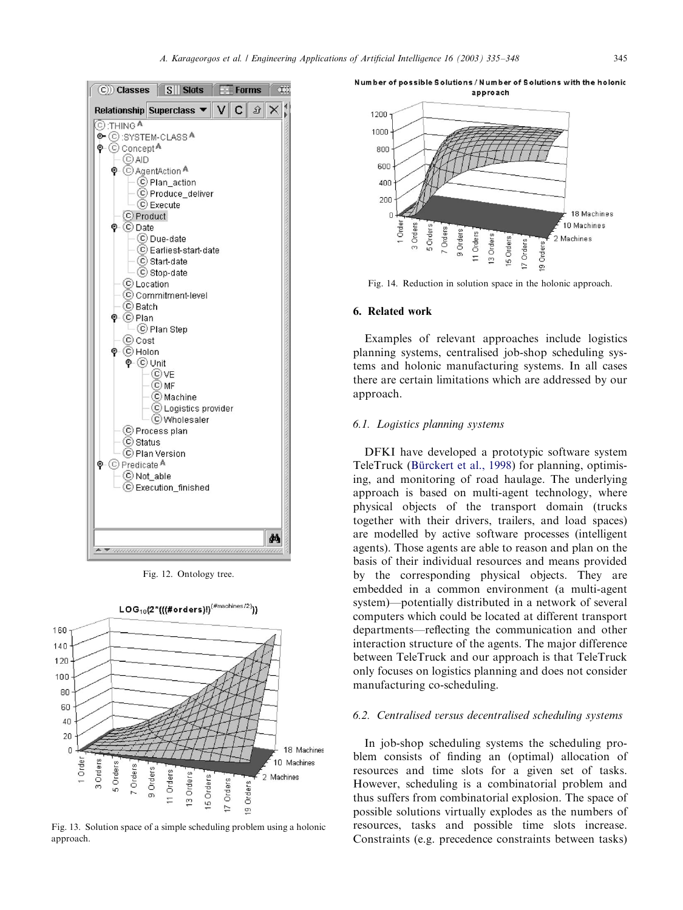Fig. 12. Ontology tree.

Fig. 13. Solution space of a simple scheduling problem using a holonic approach.

Fig. 14. Reduction in solution space in the holonic approach.

## 6. Related work

Examples of relevant approaches include logistics planning systems, centralised job-shop scheduling systems and holonic manufacturing systems. In all cases there are certain limitations which are addressed by our approach.

### 6.1. Logistics planning systems

DFKI have developed a prototypic software system TeleTruck (Bürckert et al., 1998) for planning, optimising, and monitoring of road haulage. The underlying approach is based on multi-agent technology, where physical objects of the transport domain (trucks together with their drivers, trailers, and load spaces) are modelled by active software processes (intelligent agents). Those agents are able to reason and plan on the basis of their individual resources and means provided by the corresponding physical objects. They are embedded in a common environment (a multi-agent system)—potentially distributed in a network of several computers which could be located at different transport departments—reflecting the communication and other interaction structure of the agents. The major difference between TeleTruck and our approach is that TeleTruck only focuses on logistics planning and does not consider manufacturing co-scheduling.

### 6.2. Centralised versus decentralised scheduling systems

In job-shop scheduling systems the scheduling problem consists of finding an (optimal) allocation of resources and time slots for a given set of tasks. However, scheduling is a combinatorial problem and thus suffers from combinatorial explosion. The space of possible solutions virtually explodes as the numbers of resources, tasks and possible time slots increase. Constraints (e.g. precedence constraints between tasks)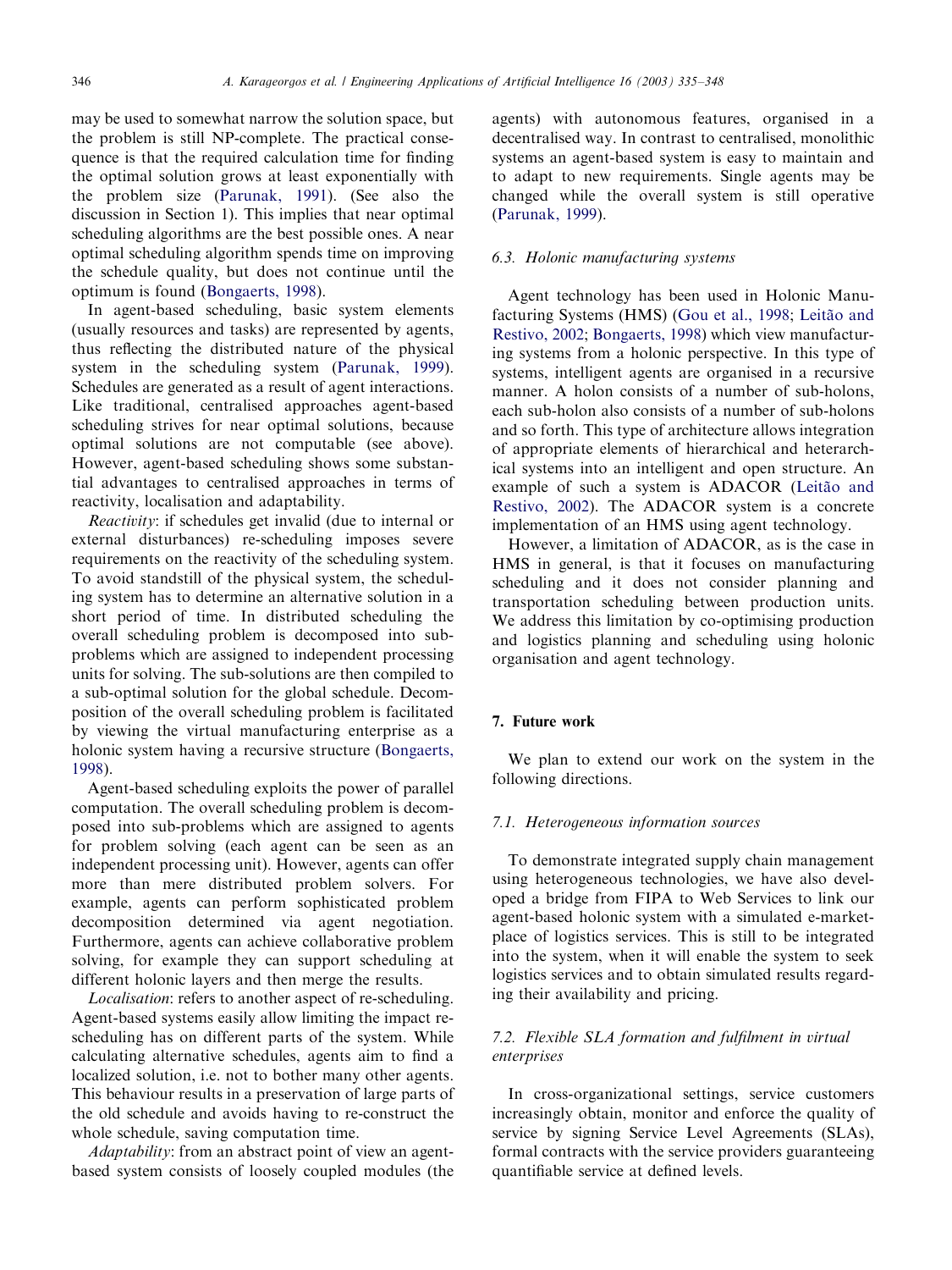may be used to somewhat narrow the solution space, but the problem is still NP-complete. The practical consequence is that the required calculation time for finding the optimal solution grows at least exponentially with the problem size (Parunak, 1991). (See also the discussion in Section 1). This implies that near optimal scheduling algorithms are the best possible ones. A near optimal scheduling algorithm spends time on improving the schedule quality, but does not continue until the optimum is found (Bongaerts, 1998).

In agent-based scheduling, basic system elements (usually resources and tasks) are represented by agents, thus reflecting the distributed nature of the physical system in the scheduling system (Parunak, 1999). Schedules are generated as a result of agent interactions. Like traditional, centralised approaches agent-based scheduling strives for near optimal solutions, because optimal solutions are not computable (see above). However, agent-based scheduling shows some substantial advantages to centralised approaches in terms of reactivity, localisation and adaptability.

*Reactivity*: if schedules get invalid (due to internal or external disturbances) re-scheduling imposes severe requirements on the reactivity of the scheduling system. To avoid standstill of the physical system, the scheduling system has to determine an alternative solution in a short period of time. In distributed scheduling the overall scheduling problem is decomposed into sub-problems which are assigned to independent processing units for solving. The sub-solutions are then compiled to a sub-optimal solution for the global schedule. Decomposition of the overall scheduling problem is facilitated by viewing the virtual manufacturing enterprise as a holonic system having a recursive structure (Bongaerts, 1998).

Agent-based scheduling exploits the power of parallel computation. The overall scheduling problem is decomposed into sub-problems which are assigned to agents for problem solving (each agent can be seen as an independent processing unit). However, agents can offer more than mere distributed problem solvers. For example, agents can perform sophisticated problem decomposition determined via agent negotiation. Furthermore, agents can achieve collaborative problem solving, for example they can support scheduling at different holonic layers and then merge the results.

*Localisation*: refers to another aspect of re-scheduling. Agent-based systems easily allow limiting the impact re-scheduling has on different parts of the system. While calculating alternative schedules, agents aim to find a localized solution, i.e. not to bother many other agents. This behaviour results in a preservation of large parts of the old schedule and avoids having to re-construct the whole schedule, saving computation time.

*Adaptability*: from an abstract point of view an agent-based system consists of loosely coupled modules (the agents) with autonomous features, organised in a decentralised way. In contrast to centralised, monolithic systems an agent-based system is easy to maintain and to adapt to new requirements. Single agents may be changed while the overall system is still operative (Parunak, 1999).

### 6.3. Holonic manufacturing systems

Agent technology has been used in Holonic Manufacturing Systems (HMS) (Gou et al., 1998; Leitão and Restivo, 2002; Bongaerts, 1998) which view manufacturing systems from a holonic perspective. In this type of systems, intelligent agents are organised in a recursive manner. A holon consists of a number of sub-holons, each sub-holon also consists of a number of sub-holons and so forth. This type of architecture allows integration of appropriate elements of hierarchical and heterarchical systems into an intelligent and open structure. An example of such a system is ADACOR (Leitão and Restivo, 2002). The ADACOR system is a concrete implementation of an HMS using agent technology.

However, a limitation of ADACOR, as is the case in HMS in general, is that it focuses on manufacturing scheduling and it does not consider planning and transportation scheduling between production units. We address this limitation by co-optimising production and logistics planning and scheduling using holonic organisation and agent technology.

## 7. Future work

We plan to extend our work on the system in the following directions.

### 7.1. Heterogeneous information sources

To demonstrate integrated supply chain management using heterogeneous technologies, we have also developed a bridge from FIPA to Web Services to link our agent-based holonic system with a simulated e-marketplace of logistics services. This is still to be integrated into the system, when it will enable the system to seek logistics services and to obtain simulated results regarding their availability and pricing.

### 7.2. Flexible SLA formation and fulfilment in virtual enterprises

In cross-organizational settings, service customers increasingly obtain, monitor and enforce the quality of service by signing Service Level Agreements (SLAs), formal contracts with the service providers guaranteeing quantifiable service at defined levels.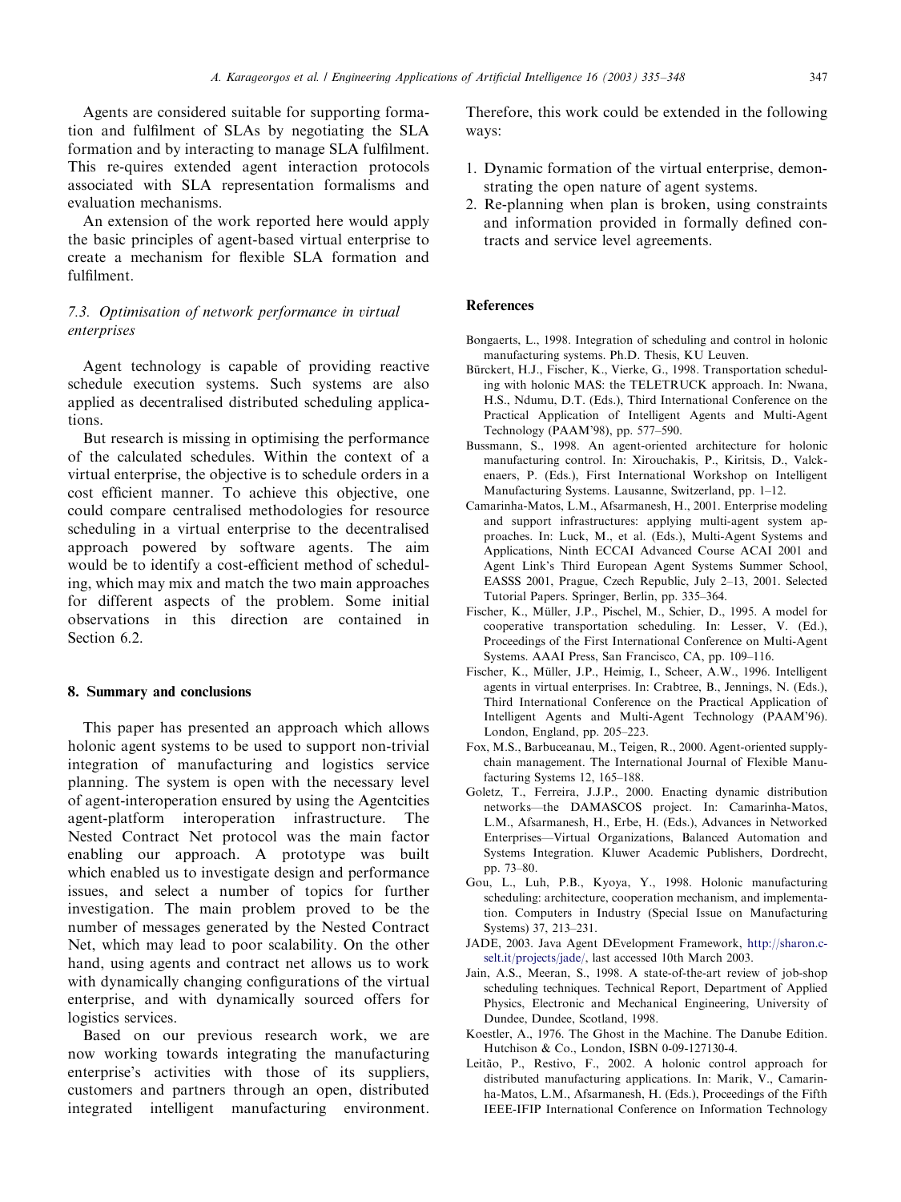Agents are considered suitable for supporting formation and fulfilment of SLAs by negotiating the SLA formation and by interacting to manage SLA fulfilment. This re-quires extended agent interaction protocols associated with SLA representation formalisms and evaluation mechanisms.

An extension of the work reported here would apply the basic principles of agent-based virtual enterprise to create a mechanism for flexible SLA formation and fulfilment.

### 7.3. Optimisation of network performance in virtual enterprises

Agent technology is capable of providing reactive schedule execution systems. Such systems are also applied as decentralised distributed scheduling applications.

But research is missing in optimising the performance of the calculated schedules. Within the context of a virtual enterprise, the objective is to schedule orders in a cost efficient manner. To achieve this objective, one could compare centralised methodologies for resource scheduling in a virtual enterprise to the decentralised approach powered by software agents. The aim would be to identify a cost-efficient method of scheduling, which may mix and match the two main approaches for different aspects of the problem. Some initial observations in this direction are contained in Section 6.2.

## 8. Summary and conclusions

This paper has presented an approach which allows holonic agent systems to be used to support non-trivial integration of manufacturing and logistics service planning. The system is open with the necessary level of agent-interoperation ensured by using the Agentcities agent-platform interoperation infrastructure. The Nested Contract Net protocol was the main factor enabling our approach. A prototype was built which enabled us to investigate design and performance issues, and select a number of topics for further investigation. The main problem proved to be the number of messages generated by the Nested Contract Net, which may lead to poor scalability. On the other hand, using agents and contract net allows us to work with dynamically changing configurations of the virtual enterprise, and with dynamically sourced offers for logistics services.

Based on our previous research work, we are now working towards integrating the manufacturing enterprise's activities with those of its suppliers, customers and partners through an open, distributed integrated intelligent manufacturing environment. Therefore, this work could be extended in the following ways:

1. Dynamic formation of the virtual enterprise, demonstrating the open nature of agent systems.
2. Re-planning when plan is broken, using constraints and information provided in formally defined contracts and service level agreements.

## References

Bongaerts, L., 1998. Integration of scheduling and control in holonic manufacturing systems. Ph.D. Thesis, KU Leuven.

Bürckert, H.J., Fischer, K., Vierke, G., 1998. Transportation scheduling with holonic MAS: the TELETRUCK approach. In: Nwana, H.S., Ndumu, D.T. (Eds.), Third International Conference on the Practical Application of Intelligent Agents and Multi-Agent Technology (PAAM'98), pp. 577–590.

Bussmann, S., 1998. An agent-oriented architecture for holonic manufacturing control. In: Xirouchakis, P., Kiritsis, D., Valckenaers, P. (Eds.), First International Workshop on Intelligent Manufacturing Systems. Lausanne, Switzerland, pp. 1–12.

Camarinha-Matos, L.M., Afsarmanesh, H., 2001. Enterprise modeling and support infrastructures: applying multi-agent system approaches. In: Luck, M., et al. (Eds.), Multi-Agent Systems and Applications, Ninth ECCAI Advanced Course ACAI 2001 and Agent Link's Third European Agent Systems Summer School, EASSS 2001, Prague, Czech Republic, July 2–13, 2001. Selected Tutorial Papers. Springer, Berlin, pp. 335–364.

Fischer, K., Müller, J.P., Pischel, M., Schier, D., 1995. A model for cooperative transportation scheduling. In: Lesser, V. (Ed.), Proceedings of the First International Conference on Multi-Agent Systems. AAAI Press, San Francisco, CA, pp. 109–116.

Fischer, K., Müller, J.P., Heimig, I., Scheer, A.W., 1996. Intelligent agents in virtual enterprises. In: Crabtree, B., Jennings, N. (Eds.), Third International Conference on the Practical Application of Intelligent Agents and Multi-Agent Technology (PAAM'96). London, England, pp. 205–223.

Fox, M.S., Barbuceanau, M., Teigen, R., 2000. Agent-oriented supply-chain management. The International Journal of Flexible Manufacturing Systems 12, 165–188.

Goletz, T., Ferreira, J.J.P., 2000. Enacting dynamic distribution networks—the DAMASCOS project. In: Camarinha-Matos, L.M., Afsarmanesh, H., Erbe, H. (Eds.), Advances in Networked Enterprises—Virtual Organizations, Balanced Automation and Systems Integration. Kluwer Academic Publishers, Dordrecht, pp. 73–80.

Gou, L., Luh, P.B., Kyoya, Y., 1998. Holonic manufacturing scheduling: architecture, cooperation mechanism, and implementation. Computers in Industry (Special Issue on Manufacturing Systems) 37, 213–231.

JADE, 2003. Java Agent DEvelopment Framework, http://sharon.cselt.it/projects/jade/, last accessed 10th March 2003.

Jain, A.S., Meeran, S., 1998. A state-of-the-art review of job-shop scheduling techniques. Technical Report, Department of Applied Physics, Electronic and Mechanical Engineering, University of Dundee, Dundee, Scotland, 1998.

Koestler, A., 1976. The Ghost in the Machine. The Danube Edition. Hutchison & Co., London, ISBN 0-09-127130-4.

Leitão, P., Restivo, F., 2002. A holonic control approach for distributed manufacturing applications. In: Marik, V., Camarinha-Matos, L.M., Afsarmanesh, H. (Eds.), Proceedings of the Fifth IEEE-IFIP International Conference on Information Technology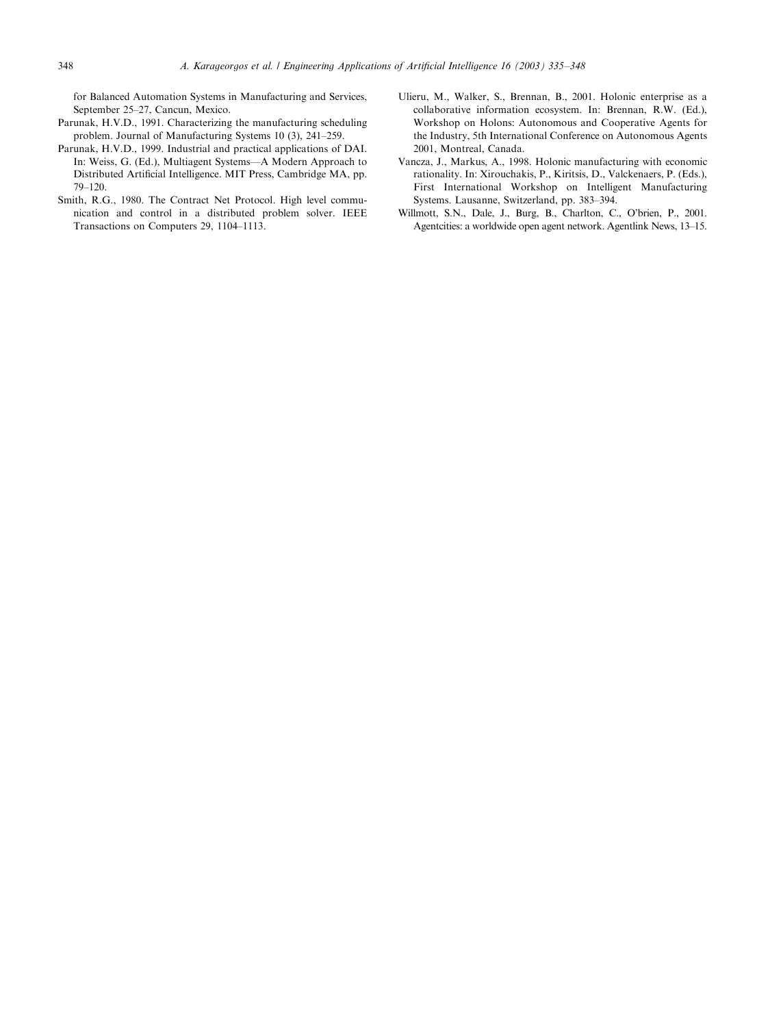for Balanced Automation Systems in Manufacturing and Services, September 25–27, Cancun, Mexico.

Parunak, H.V.D., 1991. Characterizing the manufacturing scheduling problem. Journal of Manufacturing Systems 10 (3), 241–259.

Parunak, H.V.D., 1999. Industrial and practical applications of DAI. In: Weiss, G. (Ed.), Multiagent Systems—A Modern Approach to Distributed Artificial Intelligence. MIT Press, Cambridge MA, pp. 79–120.

Smith, R.G., 1980. The Contract Net Protocol. High level communication and control in a distributed problem solver. IEEE Transactions on Computers 29, 1104–1113.

Ulieru, M., Walker, S., Brennan, B., 2001. Holonic enterprise as a collaborative information ecosystem. In: Brennan, R.W. (Ed.), Workshop on Holons: Autonomous and Cooperative Agents for the Industry, 5th International Conference on Autonomous Agents 2001, Montreal, Canada.

Vancza, J., Markus, A., 1998. Holonic manufacturing with economic rationality. In: Xirouchakis, P., Kiritsis, D., Valckenaers, P. (Eds.), First International Workshop on Intelligent Manufacturing Systems. Lausanne, Switzerland, pp. 383–394.

Willmott, S.N., Dale, J., Burg, B., Charlton, C., O'brien, P., 2001. Agentcities: a worldwide open agent network. Agentlink News, 13–15.